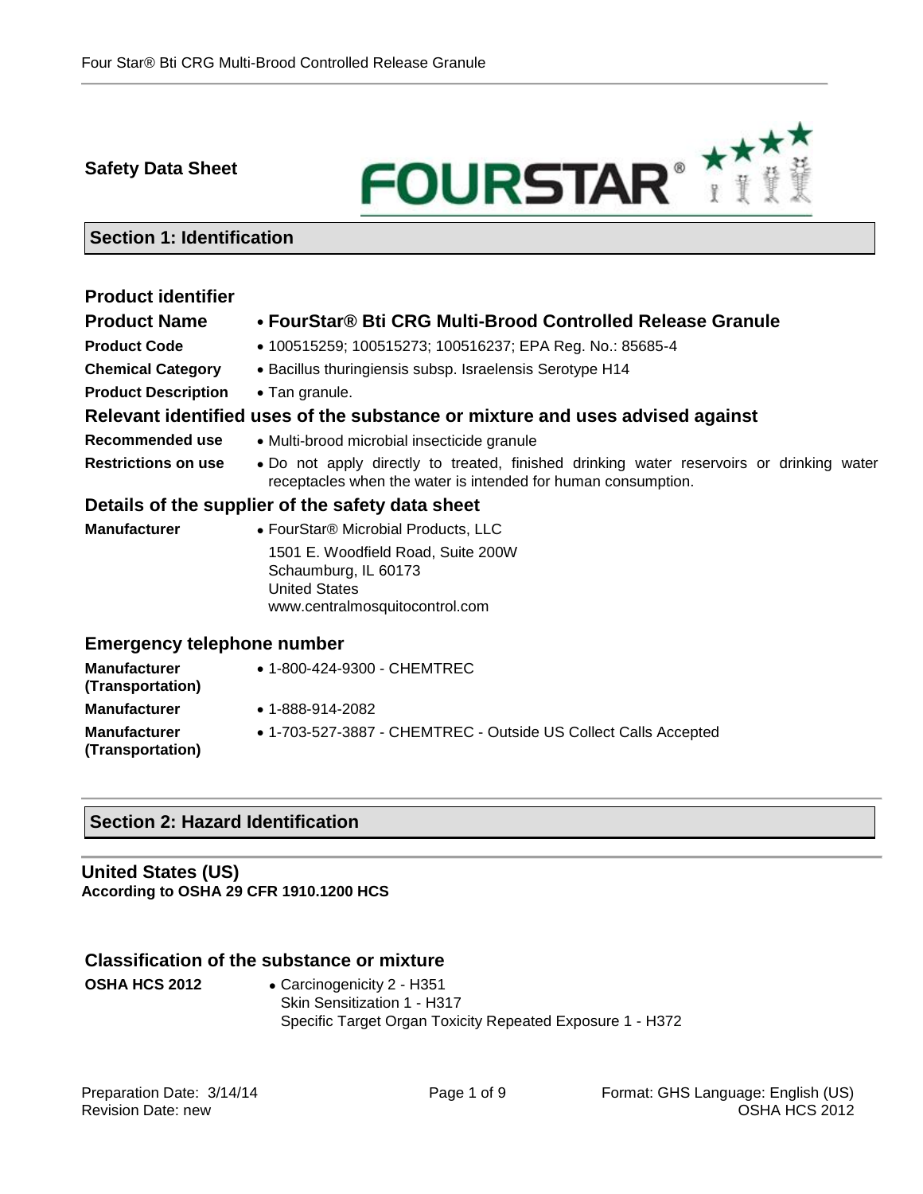**Safety Data Sheet**

## Section 1: Identification

### Product identifier

| | |
|---|---|
| **Product Name** | • **FourStar® Bti CRG Multi-Brood Controlled Release Granule** |
| **Product Code** | • 100515259; 100515273; 100516237; EPA Reg. No.: 85685-4 |
| **Chemical Category** | • Bacillus thuringiensis subsp. Israelensis Serotype H14 |
| **Product Description** | • Tan granule. |

### Relevant identified uses of the substance or mixture and uses advised against

| | |
|---|---|
| **Recommended use** | • Multi-brood microbial insecticide granule |
| **Restrictions on use** | • Do not apply directly to treated, finished drinking water reservoirs or drinking water receptacles when the water is intended for human consumption. |

### Details of the supplier of the safety data sheet

| | |
|---|---|
| **Manufacturer** | • FourStar® Microbial Products, LLC<br>1501 E. Woodfield Road, Suite 200W<br>Schaumburg, IL 60173<br>United States<br>www.centralmosquitocontrol.com |

### Emergency telephone number

| | |
|---|---|
| **Manufacturer (Transportation)** | • 1-800-424-9300 - CHEMTREC |
| **Manufacturer** | • 1-888-914-2082 |
| **Manufacturer (Transportation)** | • 1-703-527-3887 - CHEMTREC - Outside US Collect Calls Accepted |

## Section 2: Hazard Identification

**United States (US)**
**According to OSHA 29 CFR 1910.1200 HCS**

### Classification of the substance or mixture

| | |
|---|---|
| **OSHA HCS 2012** | • Carcinogenicity 2 - H351<br>Skin Sensitization 1 - H317<br>Specific Target Organ Toxicity Repeated Exposure 1 - H372 |

Preparation Date: 3/14/14
Revision Date: new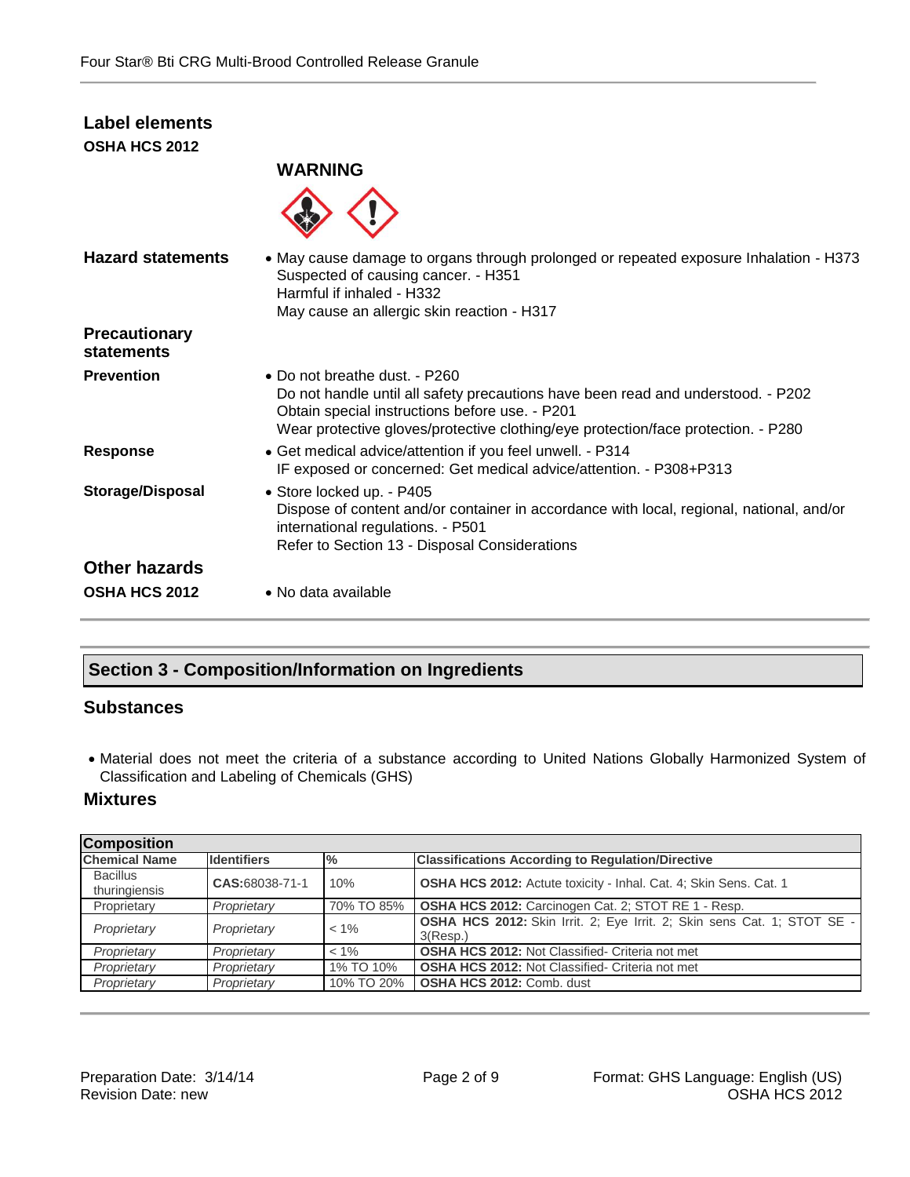## Label elements

**OSHA HCS 2012**

**WARNING**

| | |
|---|---|
| **Hazard statements** | • May cause damage to organs through prolonged or repeated exposure Inhalation - H373<br>Suspected of causing cancer. - H351<br>Harmful if inhaled - H332<br>May cause an allergic skin reaction - H317 |
| **Precautionary statements** | |
| **Prevention** | • Do not breathe dust. - P260<br>Do not handle until all safety precautions have been read and understood. - P202<br>Obtain special instructions before use. - P201<br>Wear protective gloves/protective clothing/eye protection/face protection. - P280 |
| **Response** | • Get medical advice/attention if you feel unwell. - P314<br>IF exposed or concerned: Get medical advice/attention. - P308+P313 |
| **Storage/Disposal** | • Store locked up. - P405<br>Dispose of content and/or container in accordance with local, regional, national, and/or international regulations. - P501<br>Refer to Section 13 - Disposal Considerations |

## Other hazards

**OSHA HCS 2012** • No data available

## Section 3 - Composition/Information on Ingredients

### Substances

- Material does not meet the criteria of a substance according to United Nations Globally Harmonized System of Classification and Labeling of Chemicals (GHS)

### Mixtures

**Composition**

| Chemical Name | Identifiers | % | Classifications According to Regulation/Directive |
|---|---|---|---|
| Bacillus thuringiensis | CAS:68038-71-1 | 10% | **OSHA HCS 2012:** Acute toxicity - Inhal. Cat. 4; Skin Sens. Cat. 1 |
| Proprietary | *Proprietary* | 70% TO 85% | **OSHA HCS 2012:** Carcinogen Cat. 2; STOT RE 1 - Resp. |
| *Proprietary* | *Proprietary* | < 1% | **OSHA HCS 2012:** Skin Irrit. 2; Eye Irrit. 2; Skin sens Cat. 1; STOT SE - 3(Resp.) |
| *Proprietary* | *Proprietary* | < 1% | **OSHA HCS 2012:** Not Classified- Criteria not met |
| *Proprietary* | *Proprietary* | 1% TO 10% | **OSHA HCS 2012:** Not Classified- Criteria not met |
| *Proprietary* | *Proprietary* | 10% TO 20% | **OSHA HCS 2012:** Comb. dust |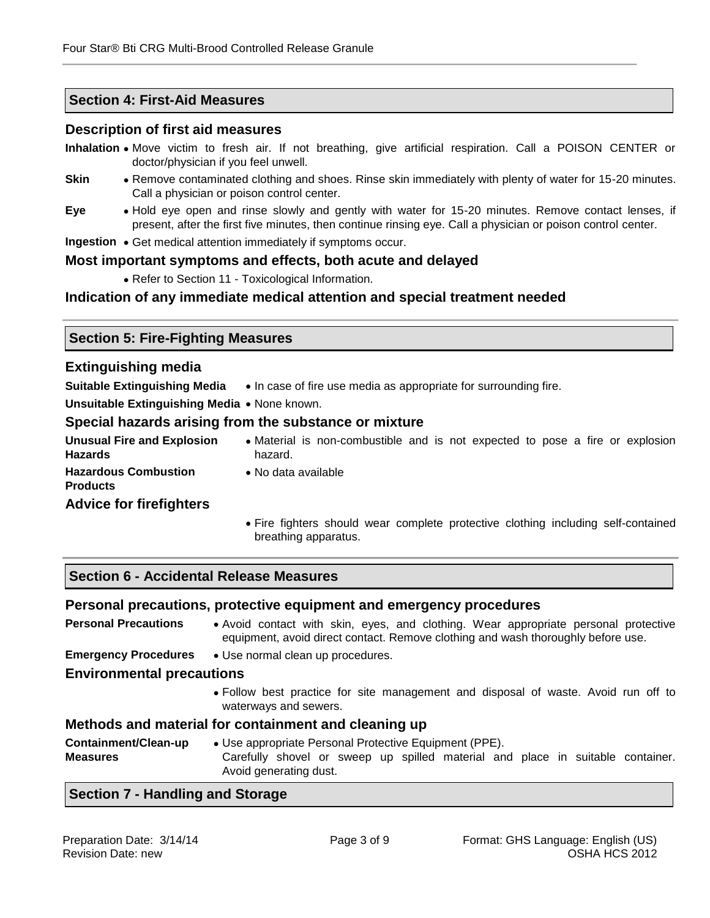## Section 4: First-Aid Measures

### Description of first aid measures

**Inhalation**
- Move victim to fresh air. If not breathing, give artificial respiration. Call a POISON CENTER or doctor/physician if you feel unwell.

**Skin**
- Remove contaminated clothing and shoes. Rinse skin immediately with plenty of water for 15-20 minutes. Call a physician or poison control center.

**Eye**
- Hold eye open and rinse slowly and gently with water for 15-20 minutes. Remove contact lenses, if present, after the first five minutes, then continue rinsing eye. Call a physician or poison control center.

**Ingestion**
- Get medical attention immediately if symptoms occur.

### Most important symptoms and effects, both acute and delayed

- Refer to Section 11 - Toxicological Information.

### Indication of any immediate medical attention and special treatment needed

## Section 5: Fire-Fighting Measures

### Extinguishing media

**Suitable Extinguishing Media**
- In case of fire use media as appropriate for surrounding fire.

**Unsuitable Extinguishing Media**
- None known.

### Special hazards arising from the substance or mixture

**Unusual Fire and Explosion Hazards**
- Material is non-combustible and is not expected to pose a fire or explosion hazard.

**Hazardous Combustion Products**
- No data available

### Advice for firefighters

- Fire fighters should wear complete protective clothing including self-contained breathing apparatus.

## Section 6 - Accidental Release Measures

### Personal precautions, protective equipment and emergency procedures

**Personal Precautions**
- Avoid contact with skin, eyes, and clothing. Wear appropriate personal protective equipment, avoid direct contact. Remove clothing and wash thoroughly before use.

**Emergency Procedures**
- Use normal clean up procedures.

### Environmental precautions

- Follow best practice for site management and disposal of waste. Avoid run off to waterways and sewers.

### Methods and material for containment and cleaning up

**Containment/Clean-up Measures**
- Use appropriate Personal Protective Equipment (PPE).

  Carefully shovel or sweep up spilled material and place in suitable container. Avoid generating dust.

## Section 7 - Handling and Storage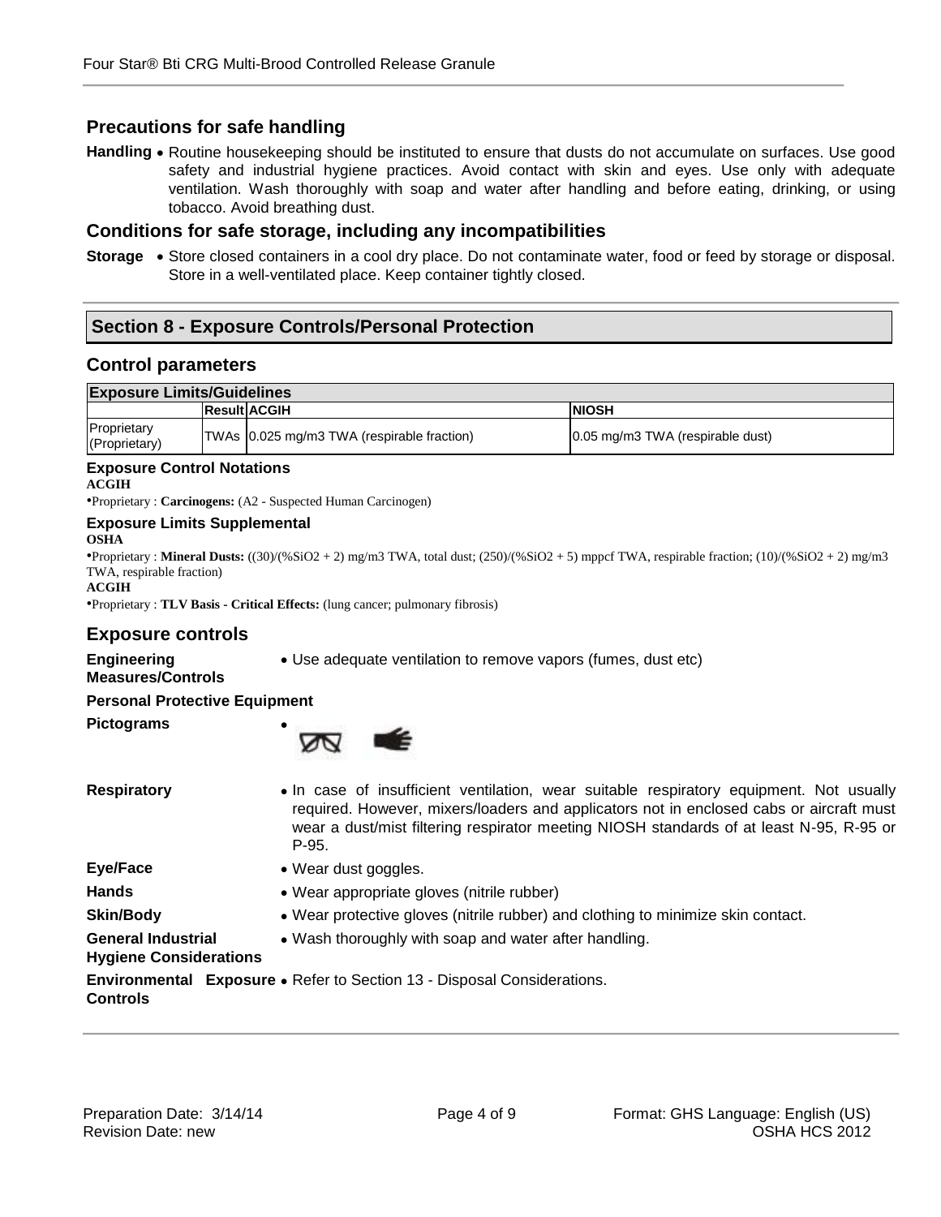## Precautions for safe handling

**Handling** • Routine housekeeping should be instituted to ensure that dusts do not accumulate on surfaces. Use good safety and industrial hygiene practices. Avoid contact with skin and eyes. Use only with adequate ventilation. Wash thoroughly with soap and water after handling and before eating, drinking, or using tobacco. Avoid breathing dust.

## Conditions for safe storage, including any incompatibilities

**Storage** • Store closed containers in a cool dry place. Do not contaminate water, food or feed by storage or disposal. Store in a well-ventilated place. Keep container tightly closed.

# Section 8 - Exposure Controls/Personal Protection

## Control parameters

**Exposure Limits/Guidelines**

| | Result | ACGIH | NIOSH |
|---|---|---|---|
| Proprietary (Proprietary) | TWAs | 0.025 mg/m3 TWA (respirable fraction) | 0.05 mg/m3 TWA (respirable dust) |

**Exposure Control Notations**

**ACGIH**

•Proprietary : **Carcinogens:** (A2 - Suspected Human Carcinogen)

**Exposure Limits Supplemental**

**OSHA**

•Proprietary : **Mineral Dusts:** ((30)/(%SiO2 + 2) mg/m3 TWA, total dust; (250)/(%SiO2 + 5) mppcf TWA, respirable fraction; (10)/(%SiO2 + 2) mg/m3 TWA, respirable fraction)

**ACGIH**

•Proprietary : **TLV Basis - Critical Effects:** (lung cancer; pulmonary fibrosis)

## Exposure controls

**Engineering Measures/Controls** • Use adequate ventilation to remove vapors (fumes, dust etc)

**Personal Protective Equipment**

**Pictograms** •

**Respiratory** • In case of insufficient ventilation, wear suitable respiratory equipment. Not usually required. However, mixers/loaders and applicators not in enclosed cabs or aircraft must wear a dust/mist filtering respirator meeting NIOSH standards of at least N-95, R-95 or P-95.

**Eye/Face** • Wear dust goggles.

**Hands** • Wear appropriate gloves (nitrile rubber)

**Skin/Body** • Wear protective gloves (nitrile rubber) and clothing to minimize skin contact.

**General Industrial Hygiene Considerations** • Wash thoroughly with soap and water after handling.

**Environmental Exposure Controls** • Refer to Section 13 - Disposal Considerations.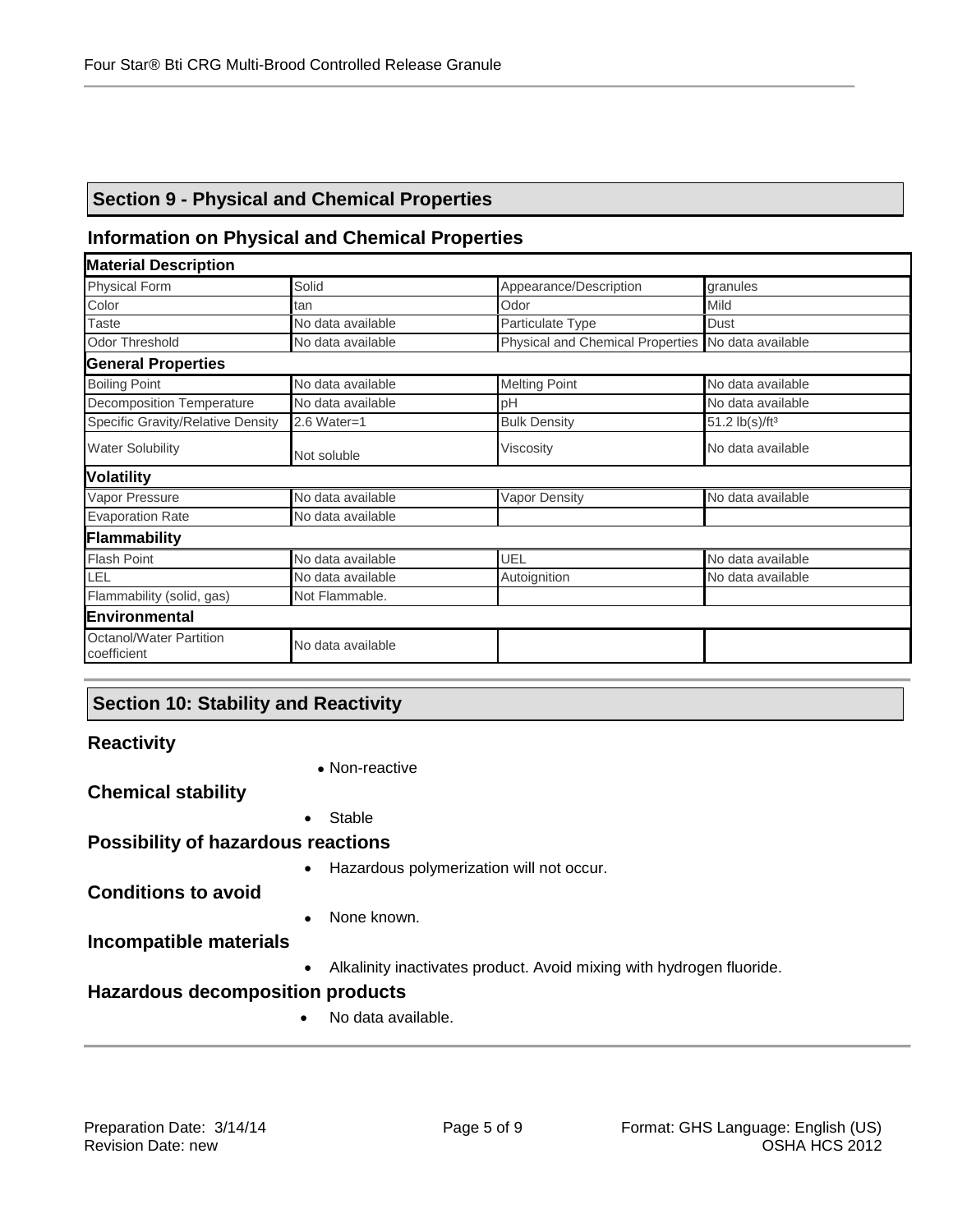## Section 9 - Physical and Chemical Properties

### Information on Physical and Chemical Properties

| Material Description | | | |
|---|---|---|---|
| Physical Form | Solid | Appearance/Description | granules |
| Color | tan | Odor | Mild |
| Taste | No data available | Particulate Type | Dust |
| Odor Threshold | No data available | Physical and Chemical Properties | No data available |
| **General Properties** | | | |
| Boiling Point | No data available | Melting Point | No data available |
| Decomposition Temperature | No data available | pH | No data available |
| Specific Gravity/Relative Density | 2.6 Water=1 | Bulk Density | 51.2 lb(s)/ft$^3$ |
| Water Solubility | Not soluble | Viscosity | No data available |
| **Volatility** | | | |
| Vapor Pressure | No data available | Vapor Density | No data available |
| Evaporation Rate | No data available | | |
| **Flammability** | | | |
| Flash Point | No data available | UEL | No data available |
| LEL | No data available | Autoignition | No data available |
| Flammability (solid, gas) | Not Flammable. | | |
| **Environmental** | | | |
| Octanol/Water Partition coefficient | No data available | | |

## Section 10: Stability and Reactivity

### Reactivity

- Non-reactive

### Chemical stability

- Stable

### Possibility of hazardous reactions

- Hazardous polymerization will not occur.

### Conditions to avoid

- None known.

### Incompatible materials

- Alkalinity inactivates product. Avoid mixing with hydrogen fluoride.

### Hazardous decomposition products

- No data available.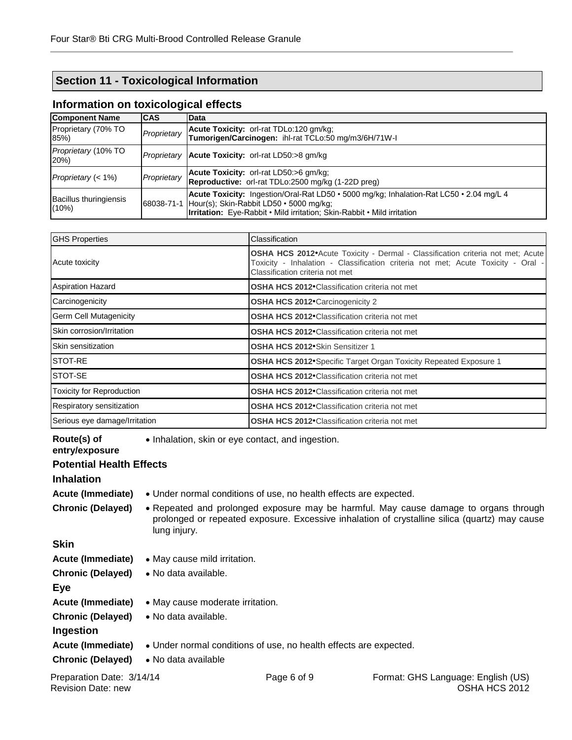## Section 11 - Toxicological Information

### Information on toxicological effects

| Component Name | CAS | Data |
|---|---|---|
| Proprietary (70% TO 85%) | *Proprietary* | **Acute Toxicity:** orl-rat TDLo:120 gm/kg; **Tumorigen/Carcinogen:** ihl-rat TCLo:50 mg/m3/6H/71W-I |
| *Proprietary (10% TO 20%)* | *Proprietary* | **Acute Toxicity:** orl-rat LD50:>8 gm/kg |
| *Proprietary (< 1%)* | *Proprietary* | **Acute Toxicity:** orl-rat LD50:>6 gm/kg; **Reproductive:** orl-rat TDLo:2500 mg/kg (1-22D preg) |
| Bacillus thuringiensis (10%) | 68038-71-1 | **Acute Toxicity:** Ingestion/Oral-Rat LD50 • 5000 mg/kg; Inhalation-Rat LC50 • 2.04 mg/L 4 Hour(s); Skin-Rabbit LD50 • 5000 mg/kg; **Irritation:** Eye-Rabbit • Mild irritation; Skin-Rabbit • Mild irritation |

| GHS Properties | Classification |
|---|---|
| Acute toxicity | **OSHA HCS 2012•**Acute Toxicity - Dermal - Classification criteria not met; Acute Toxicity - Inhalation - Classification criteria not met; Acute Toxicity - Oral - Classification criteria not met |
| Aspiration Hazard | **OSHA HCS 2012•**Classification criteria not met |
| Carcinogenicity | **OSHA HCS 2012•**Carcinogenicity 2 |
| Germ Cell Mutagenicity | **OSHA HCS 2012•**Classification criteria not met |
| Skin corrosion/Irritation | **OSHA HCS 2012•**Classification criteria not met |
| Skin sensitization | **OSHA HCS 2012•**Skin Sensitizer 1 |
| STOT-RE | **OSHA HCS 2012•**Specific Target Organ Toxicity Repeated Exposure 1 |
| STOT-SE | **OSHA HCS 2012•**Classification criteria not met |
| Toxicity for Reproduction | **OSHA HCS 2012•**Classification criteria not met |
| Respiratory sensitization | **OSHA HCS 2012•**Classification criteria not met |
| Serious eye damage/Irritation | **OSHA HCS 2012•**Classification criteria not met |

**Route(s) of entry/exposure**
- Inhalation, skin or eye contact, and ingestion.

**Potential Health Effects**

**Inhalation**

**Acute (Immediate)**
- Under normal conditions of use, no health effects are expected.

**Chronic (Delayed)**
- Repeated and prolonged exposure may be harmful. May cause damage to organs through prolonged or repeated exposure. Excessive inhalation of crystalline silica (quartz) may cause lung injury.

**Skin**

**Acute (Immediate)**
- May cause mild irritation.

**Chronic (Delayed)**
- No data available.

**Eye**

**Acute (Immediate)**
- May cause moderate irritation.

**Chronic (Delayed)**
- No data available.

**Ingestion**

**Acute (Immediate)**
- Under normal conditions of use, no health effects are expected.

**Chronic (Delayed)**
- No data available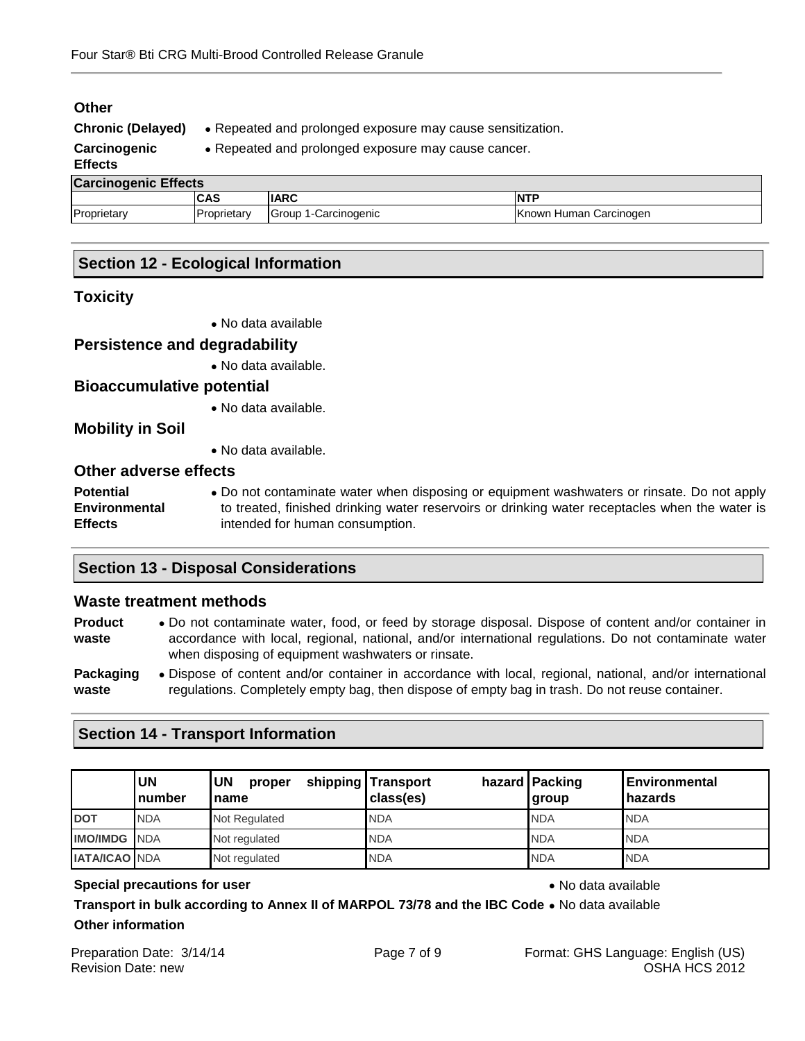### Other

**Chronic (Delayed)**
- Repeated and prolonged exposure may cause sensitization.

**Carcinogenic Effects**
- Repeated and prolonged exposure may cause cancer.

| Carcinogenic Effects | | | |
|---|---|---|---|
| | CAS | IARC | NTP |
| Proprietary | Proprietary | Group 1-Carcinogenic | Known Human Carcinogen |

## Section 12 - Ecological Information

### Toxicity

- No data available

### Persistence and degradability

- No data available.

### Bioaccumulative potential

- No data available.

### Mobility in Soil

- No data available.

### Other adverse effects

**Potential Environmental Effects**
- Do not contaminate water when disposing or equipment washwaters or rinsate. Do not apply to treated, finished drinking water reservoirs or drinking water receptacles when the water is intended for human consumption.

## Section 13 - Disposal Considerations

### Waste treatment methods

**Product waste**
- Do not contaminate water, food, or feed by storage disposal. Dispose of content and/or container in accordance with local, regional, national, and/or international regulations. Do not contaminate water when disposing of equipment washwaters or rinsate.

**Packaging waste**
- Dispose of content and/or container in accordance with local, regional, national, and/or international regulations. Completely empty bag, then dispose of empty bag in trash. Do not reuse container.

## Section 14 - Transport Information

| | UN number | UN proper shipping name | Transport hazard class(es) | Packing group | Environmental hazards |
|---|---|---|---|---|---|
| DOT | NDA | Not Regulated | NDA | NDA | NDA |
| IMO/IMDG | NDA | Not regulated | NDA | NDA | NDA |
| IATA/ICAO | NDA | Not regulated | NDA | NDA | NDA |

**Special precautions for user**
- No data available

**Transport in bulk according to Annex II of MARPOL 73/78 and the IBC Code**
- No data available

**Other information**

Preparation Date: 3/14/14
Revision Date: new

Format: GHS Language: English (US)
OSHA HCS 2012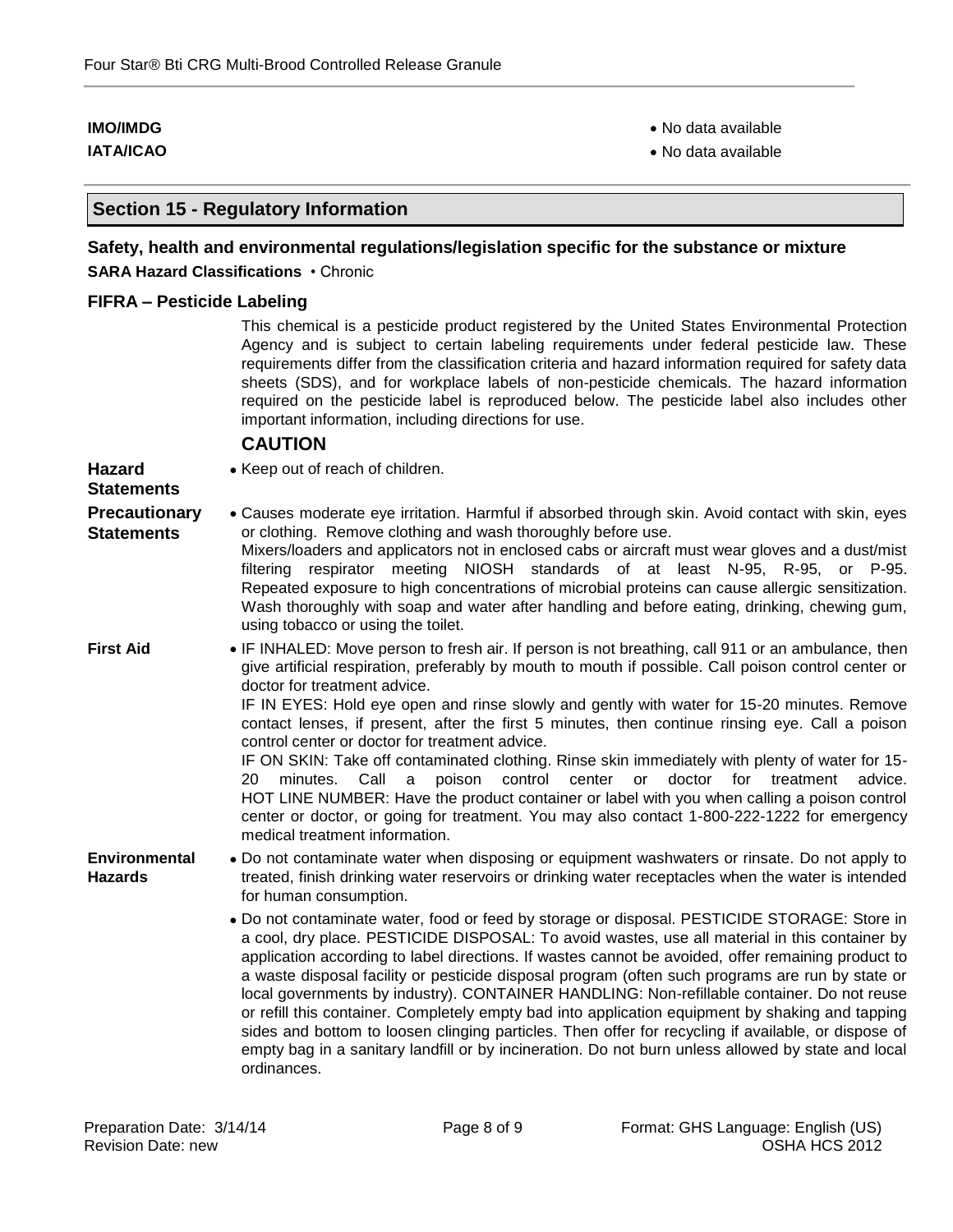**IMO/IMDG** • No data available

**IATA/ICAO** • No data available

## Section 15 - Regulatory Information

### Safety, health and environmental regulations/legislation specific for the substance or mixture

**SARA Hazard Classifications** • Chronic

### FIFRA – Pesticide Labeling

This chemical is a pesticide product registered by the United States Environmental Protection Agency and is subject to certain labeling requirements under federal pesticide law. These requirements differ from the classification criteria and hazard information required for safety data sheets (SDS), and for workplace labels of non-pesticide chemicals. The hazard information required on the pesticide label is reproduced below. The pesticide label also includes other important information, including directions for use.

**CAUTION**

**Hazard Statements**

- Keep out of reach of children.

**Precautionary Statements**

- Causes moderate eye irritation. Harmful if absorbed through skin. Avoid contact with skin, eyes or clothing. Remove clothing and wash thoroughly before use.
  Mixers/loaders and applicators not in enclosed cabs or aircraft must wear gloves and a dust/mist filtering respirator meeting NIOSH standards of at least N-95, R-95, or P-95. Repeated exposure to high concentrations of microbial proteins can cause allergic sensitization. Wash thoroughly with soap and water after handling and before eating, drinking, chewing gum, using tobacco or using the toilet.

**First Aid**

- IF INHALED: Move person to fresh air. If person is not breathing, call 911 or an ambulance, then give artificial respiration, preferably by mouth to mouth if possible. Call poison control center or doctor for treatment advice.
  IF IN EYES: Hold eye open and rinse slowly and gently with water for 15-20 minutes. Remove contact lenses, if present, after the first 5 minutes, then continue rinsing eye. Call a poison control center or doctor for treatment advice.
  IF ON SKIN: Take off contaminated clothing. Rinse skin immediately with plenty of water for 15-20 minutes. Call a poison control center or doctor for treatment advice.
  HOT LINE NUMBER: Have the product container or label with you when calling a poison control center or doctor, or going for treatment. You may also contact 1-800-222-1222 for emergency medical treatment information.

**Environmental Hazards**

- Do not contaminate water when disposing or equipment washwaters or rinsate. Do not apply to treated, finish drinking water reservoirs or drinking water receptacles when the water is intended for human consumption.
- Do not contaminate water, food or feed by storage or disposal. PESTICIDE STORAGE: Store in a cool, dry place. PESTICIDE DISPOSAL: To avoid wastes, use all material in this container by application according to label directions. If wastes cannot be avoided, offer remaining product to a waste disposal facility or pesticide disposal program (often such programs are run by state or local governments by industry). CONTAINER HANDLING: Non-refillable container. Do not reuse or refill this container. Completely empty bad into application equipment by shaking and tapping sides and bottom to loosen clinging particles. Then offer for recycling if available, or dispose of empty bag in a sanitary landfill or by incineration. Do not burn unless allowed by state and local ordinances.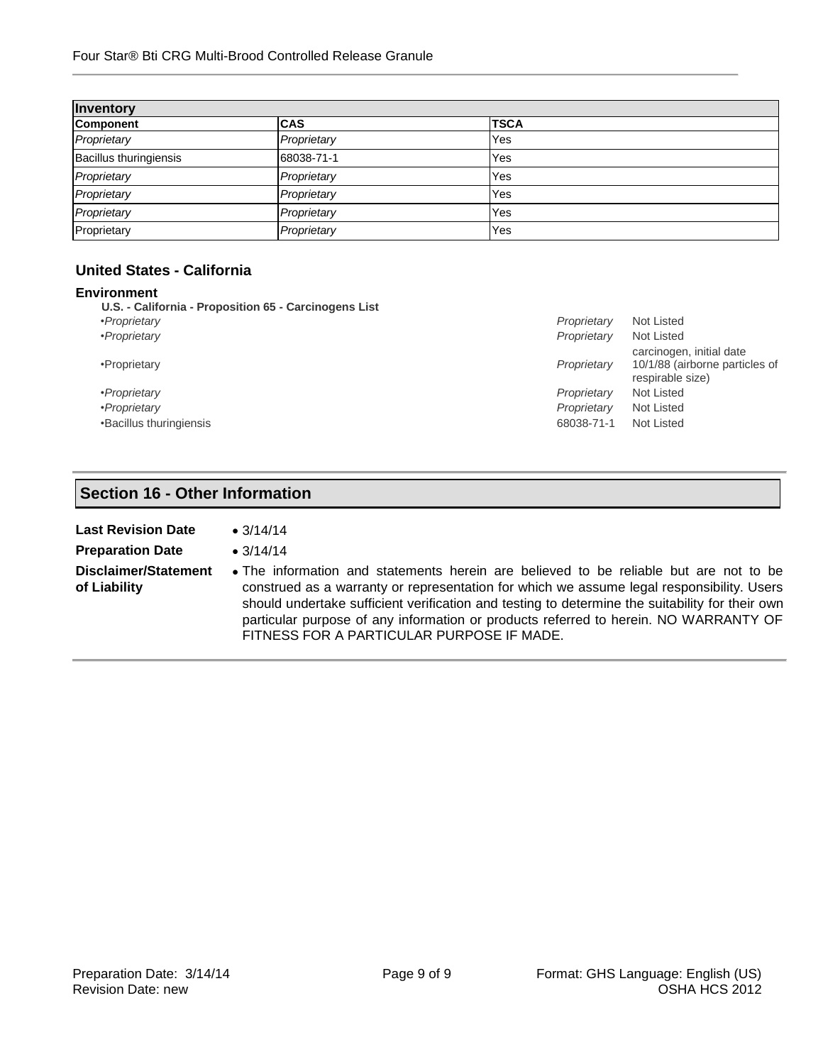| Inventory | | |
|---|---|---|
| **Component** | **CAS** | **TSCA** |
| *Proprietary* | *Proprietary* | Yes |
| Bacillus thuringiensis | 68038-71-1 | Yes |
| *Proprietary* | *Proprietary* | Yes |
| *Proprietary* | *Proprietary* | Yes |
| *Proprietary* | *Proprietary* | Yes |
| Proprietary | *Proprietary* | Yes |

### United States - California

**Environment**

**U.S. - California - Proposition 65 - Carcinogens List**

| | | |
|---|---|---|
| •*Proprietary* | *Proprietary* | Not Listed |
| •*Proprietary* | *Proprietary* | Not Listed |
| •Proprietary | *Proprietary* | carcinogen, initial date 10/1/88 (airborne particles of respirable size) |
| •*Proprietary* | *Proprietary* | Not Listed |
| •*Proprietary* | *Proprietary* | Not Listed |
| •Bacillus thuringiensis | 68038-71-1 | Not Listed |

## Section 16 - Other Information

**Last Revision Date**
- 3/14/14

**Preparation Date**
- 3/14/14

**Disclaimer/Statement of Liability**
- The information and statements herein are believed to be reliable but are not to be construed as a warranty or representation for which we assume legal responsibility. Users should undertake sufficient verification and testing to determine the suitability for their own particular purpose of any information or products referred to herein. NO WARRANTY OF FITNESS FOR A PARTICULAR PURPOSE IF MADE.